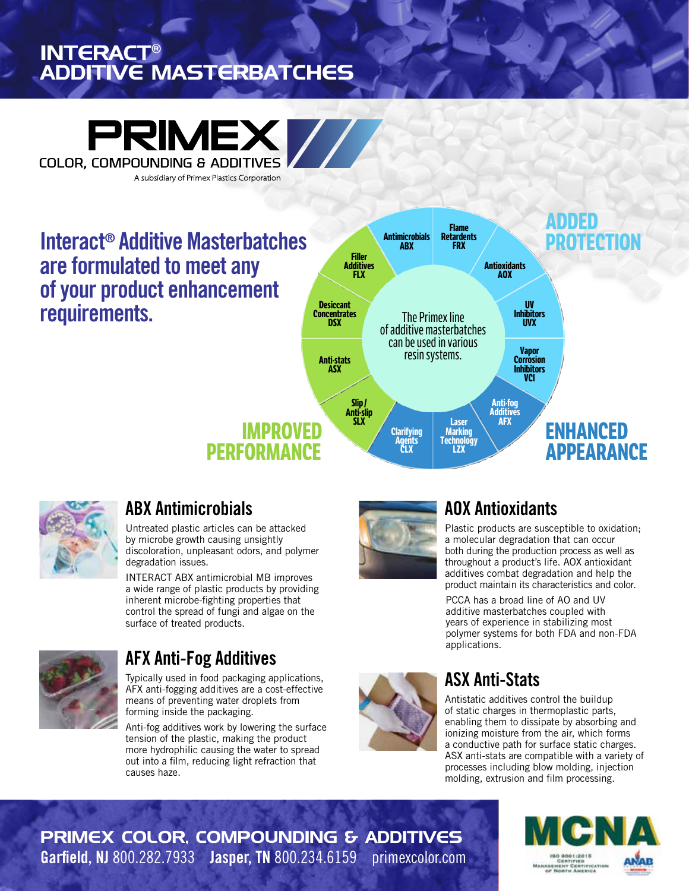# INTERACT® ADDITIVE MASTERBATCHES

**PRIMEX**
COLOR, COMPOUNDING & ADDITIVES
A subsidiary of Primex Plastics Corporation

## Interact® Additive Masterbatches are formulated to meet any of your product enhancement requirements.

The Primex line of additive masterbatches can be used in various resin systems.

**ADDED PROTECTION**
- Antimicrobials ABX
- Flame Retardents FRX
- Antioxidants AOX
- UV Inhibitors UVX
- Vapor Corrosion Inhibitors VCI

**ENHANCED APPEARANCE**
- Anti-fog Additives AFX
- Laser Marking Technology LZX
- Clarifying Agents CLX

**IMPROVED PERFORMANCE**
- Slip / Anti-slip SLX
- Anti-stats ASX
- Desiccant Concentrates DSX
- Filler Additives FLX

### ABX Antimicrobials

Untreated plastic articles can be attacked by microbe growth causing unsightly discoloration, unpleasant odors, and polymer degradation issues.

INTERACT ABX antimicrobial MB improves a wide range of plastic products by providing inherent microbe-fighting properties that control the spread of fungi and algae on the surface of treated products.

### AFX Anti-Fog Additives

Typically used in food packaging applications, AFX anti-fogging additives are a cost-effective means of preventing water droplets from forming inside the packaging.

Anti-fog additives work by lowering the surface tension of the plastic, making the product more hydrophilic causing the water to spread out into a film, reducing light refraction that causes haze.

### AOX Antioxidants

Plastic products are susceptible to oxidation; a molecular degradation that can occur both during the production process as well as throughout a product's life. AOX antioxidant additives combat degradation and help the product maintain its characteristics and color.

PCCA has a broad line of AO and UV additive masterbatches coupled with years of experience in stabilizing most polymer systems for both FDA and non-FDA applications.

### ASX Anti-Stats

Antistatic additives control the buildup of static charges in thermoplastic parts, enabling them to dissipate by absorbing and ionizing moisture from the air, which forms a conductive path for surface static charges. ASX anti-stats are compatible with a variety of processes including blow molding, injection molding, extrusion and film processing.

**PRIMEX COLOR, COMPOUNDING & ADDITIVES**
**Garfield, NJ** 800.282.7933 **Jasper, TN** 800.234.6159 primexcolor.com

MCNA ISO 9001:2015 Certified Management Certification of North America ANAB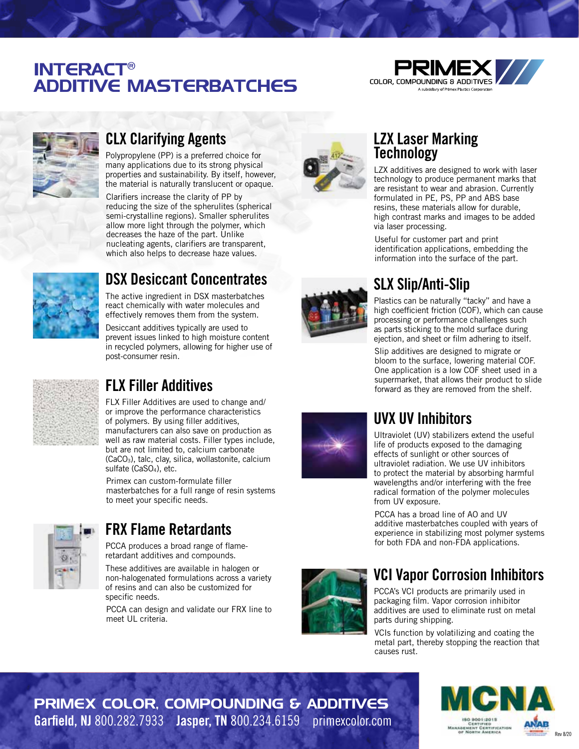# INTERACT® ADDITIVE MASTERBATCHES

PRIMEX
COLOR, COMPOUNDING & ADDITIVES
A subsidiary of Primex Plastics Corporation

## CLX Clarifying Agents

Polypropylene (PP) is a preferred choice for many applications due to its strong physical properties and sustainability. By itself, however, the material is naturally translucent or opaque.

Clarifiers increase the clarity of PP by reducing the size of the spherulites (spherical semi-crystalline regions). Smaller spherulites allow more light through the polymer, which decreases the haze of the part. Unlike nucleating agents, clarifiers are transparent, which also helps to decrease haze values.

## DSX Desiccant Concentrates

The active ingredient in DSX masterbatches react chemically with water molecules and effectively removes them from the system.

Desiccant additives typically are used to prevent issues linked to high moisture content in recycled polymers, allowing for higher use of post-consumer resin.

## FLX Filler Additives

FLX Filler Additives are used to change and/or improve the performance characteristics of polymers. By using filler additives, manufacturers can also save on production as well as raw material costs. Filler types include, but are not limited to, calcium carbonate ($CaCO_3$), talc, clay, silica, wollastonite, calcium sulfate ($CaSO_4$), etc.

Primex can custom-formulate filler masterbatches for a full range of resin systems to meet your specific needs.

## FRX Flame Retardants

PCCA produces a broad range of flame-retardant additives and compounds.

These additives are available in halogen or non-halogenated formulations across a variety of resins and can also be customized for specific needs.

PCCA can design and validate our FRX line to meet UL criteria.

## LZX Laser Marking Technology

LZX additives are designed to work with laser technology to produce permanent marks that are resistant to wear and abrasion. Currently formulated in PE, PS, PP and ABS base resins, these materials allow for durable, high contrast marks and images to be added via laser processing.

Useful for customer part and print identification applications, embedding the information into the surface of the part.

## SLX Slip/Anti-Slip

Plastics can be naturally "tacky" and have a high coefficient friction (COF), which can cause processing or performance challenges such as parts sticking to the mold surface during ejection, and sheet or film adhering to itself.

Slip additives are designed to migrate or bloom to the surface, lowering material COF. One application is a low COF sheet used in a supermarket, that allows their product to slide forward as they are removed from the shelf.

## UVX UV Inhibitors

Ultraviolet (UV) stabilizers extend the useful life of products exposed to the damaging effects of sunlight or other sources of ultraviolet radiation. We use UV inhibitors to protect the material by absorbing harmful wavelengths and/or interfering with the free radical formation of the polymer molecules from UV exposure.

PCCA has a broad line of AO and UV additive masterbatches coupled with years of experience in stabilizing most polymer systems for both FDA and non-FDA applications.

## VCI Vapor Corrosion Inhibitors

PCCA's VCI products are primarily used in packaging film. Vapor corrosion inhibitor additives are used to eliminate rust on metal parts during shipping.

VCIs function by volatilizing and coating the metal part, thereby stopping the reaction that causes rust.

**PRIMEX COLOR, COMPOUNDING & ADDITIVES**

**Garfield, NJ** 800.282.7933 **Jasper, TN** 800.234.6159 primexcolor.com

MCNA ISO 9001:2015 Certified Management Certification of North America ANAB

Rev 8/20